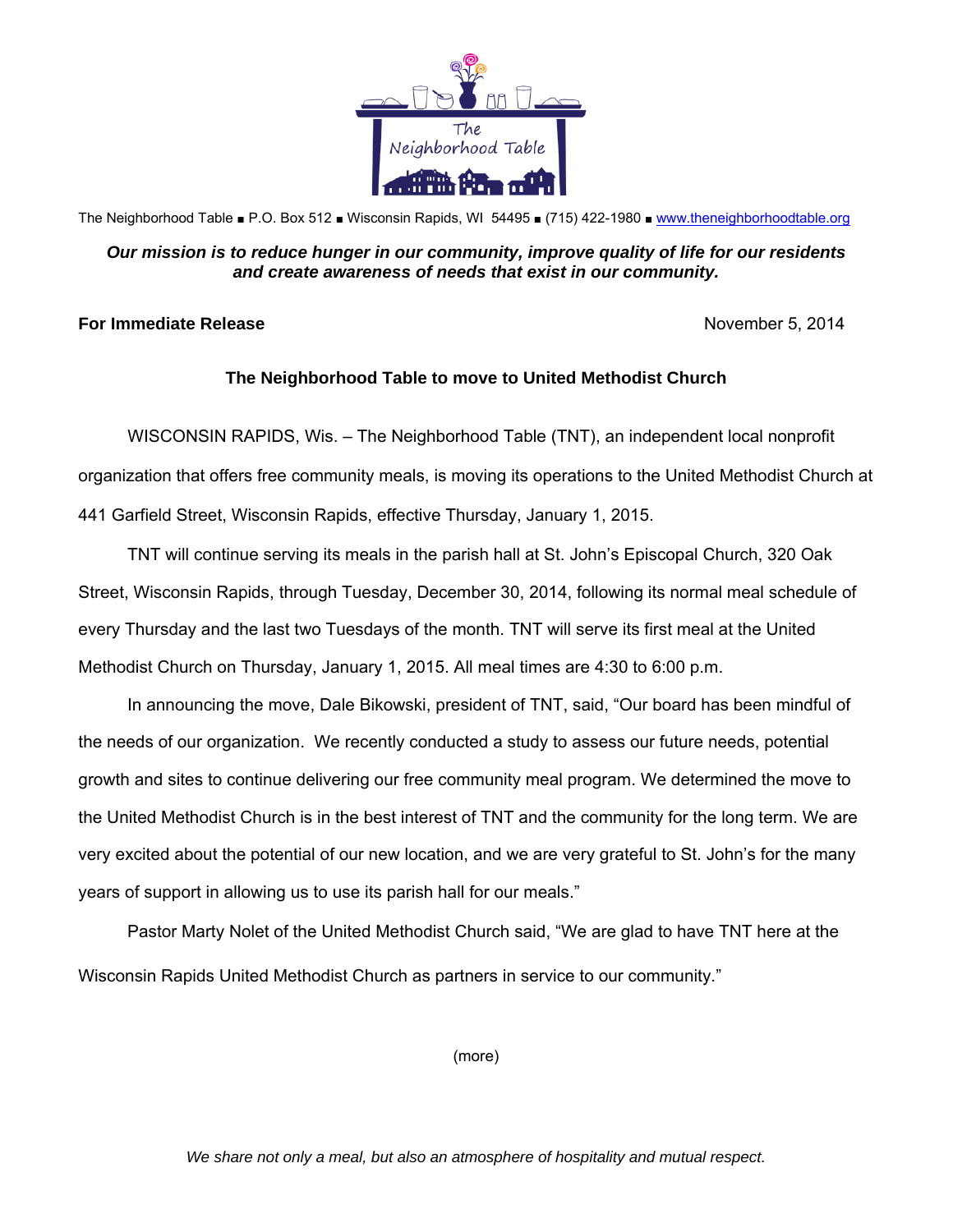The Neighborhood Table

The Neighborhood Table ■ P.O. Box 512 ■ Wisconsin Rapids, WI 54495 ■ (715) 422-1980 ■ www.theneighborhoodtable.org

***Our mission is to reduce hunger in our community, improve quality of life for our residents and create awareness of needs that exist in our community.***

**For Immediate Release** November 5, 2014

**The Neighborhood Table to move to United Methodist Church**

WISCONSIN RAPIDS, Wis. – The Neighborhood Table (TNT), an independent local nonprofit organization that offers free community meals, is moving its operations to the United Methodist Church at 441 Garfield Street, Wisconsin Rapids, effective Thursday, January 1, 2015.

TNT will continue serving its meals in the parish hall at St. John's Episcopal Church, 320 Oak Street, Wisconsin Rapids, through Tuesday, December 30, 2014, following its normal meal schedule of every Thursday and the last two Tuesdays of the month. TNT will serve its first meal at the United Methodist Church on Thursday, January 1, 2015. All meal times are 4:30 to 6:00 p.m.

In announcing the move, Dale Bikowski, president of TNT, said, "Our board has been mindful of the needs of our organization. We recently conducted a study to assess our future needs, potential growth and sites to continue delivering our free community meal program. We determined the move to the United Methodist Church is in the best interest of TNT and the community for the long term. We are very excited about the potential of our new location, and we are very grateful to St. John's for the many years of support in allowing us to use its parish hall for our meals."

Pastor Marty Nolet of the United Methodist Church said, "We are glad to have TNT here at the Wisconsin Rapids United Methodist Church as partners in service to our community."

(more)

*We share not only a meal, but also an atmosphere of hospitality and mutual respect.*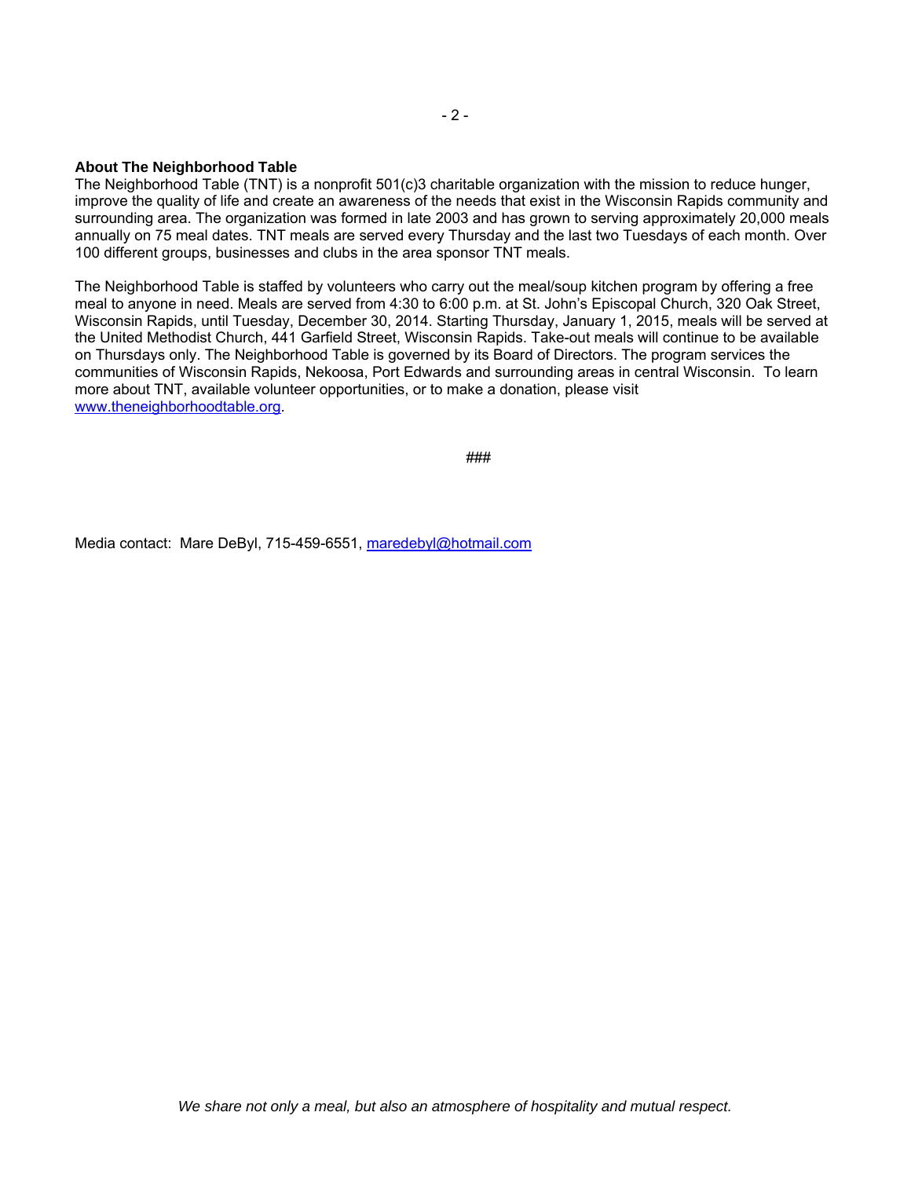**About The Neighborhood Table**

The Neighborhood Table (TNT) is a nonprofit 501(c)3 charitable organization with the mission to reduce hunger, improve the quality of life and create an awareness of the needs that exist in the Wisconsin Rapids community and surrounding area. The organization was formed in late 2003 and has grown to serving approximately 20,000 meals annually on 75 meal dates. TNT meals are served every Thursday and the last two Tuesdays of each month. Over 100 different groups, businesses and clubs in the area sponsor TNT meals.

The Neighborhood Table is staffed by volunteers who carry out the meal/soup kitchen program by offering a free meal to anyone in need. Meals are served from 4:30 to 6:00 p.m. at St. John's Episcopal Church, 320 Oak Street, Wisconsin Rapids, until Tuesday, December 30, 2014. Starting Thursday, January 1, 2015, meals will be served at the United Methodist Church, 441 Garfield Street, Wisconsin Rapids. Take-out meals will continue to be available on Thursdays only. The Neighborhood Table is governed by its Board of Directors. The program services the communities of Wisconsin Rapids, Nekoosa, Port Edwards and surrounding areas in central Wisconsin. To learn more about TNT, available volunteer opportunities, or to make a donation, please visit www.theneighborhoodtable.org.

###

Media contact: Mare DeByl, 715-459-6551, maredebyl@hotmail.com

*We share not only a meal, but also an atmosphere of hospitality and mutual respect.*